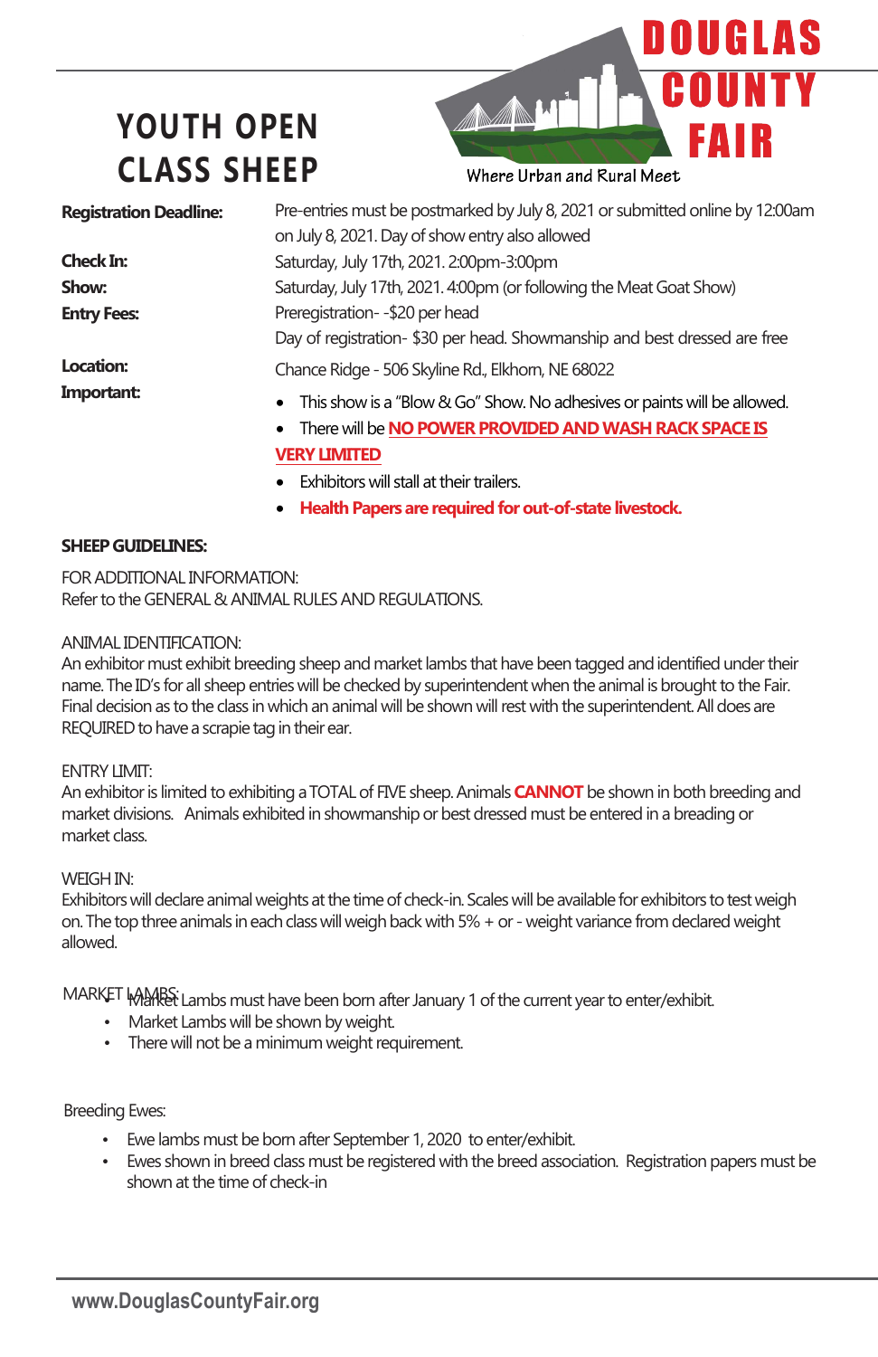# YOUTH OPEN CLASS SHEEP

**DOUGLAS COUNTY FAIR**

Where Urban and Rural Meet

| | |
|---|---|
| **Registration Deadline:** | Pre-entries must be postmarked by July 8, 2021 or submitted online by 12:00am on July 8, 2021. Day of show entry also allowed |
| **Check In:** | Saturday, July 17th, 2021. 2:00pm-3:00pm |
| **Show:** | Saturday, July 17th, 2021. 4:00pm (or following the Meat Goat Show) |
| **Entry Fees:** | Preregistration- -$20 per head<br>Day of registration- $30 per head. Showmanship and best dressed are free |
| **Location:** | Chance Ridge - 506 Skyline Rd., Elkhorn, NE 68022 |
| **Important:** | • This show is a "Blow & Go" Show. No adhesives or paints will be allowed.<br>• There will be **NO POWER PROVIDED AND WASH RACK SPACE IS VERY LIMITED**<br>• Exhibitors will stall at their trailers.<br>• **Health Papers are required for out-of-state livestock.** |

**SHEEP GUIDELINES:**

FOR ADDITIONAL INFORMATION:
Refer to the GENERAL & ANIMAL RULES AND REGULATIONS.

ANIMAL IDENTIFICATION:
An exhibitor must exhibit breeding sheep and market lambs that have been tagged and identified under their name. The ID's for all sheep entries will be checked by superintendent when the animal is brought to the Fair. Final decision as to the class in which an animal will be shown will rest with the superintendent. All does are REQUIRED to have a scrapie tag in their ear.

ENTRY LIMIT:
An exhibitor is limited to exhibiting a TOTAL of FIVE sheep. Animals **CANNOT** be shown in both breeding and market divisions. Animals exhibited in showmanship or best dressed must be entered in a breading or market class.

WEIGH IN:
Exhibitors will declare animal weights at the time of check-in. Scales will be available for exhibitors to test weigh on. The top three animals in each class will weigh back with 5% + or - weight variance from declared weight allowed.

MARKET LAMBS:

- Market Lambs must have been born after January 1 of the current year to enter/exhibit.
- Market Lambs will be shown by weight.
- There will not be a minimum weight requirement.

Breeding Ewes:

- Ewe lambs must be born after September 1, 2020 to enter/exhibit.
- Ewes shown in breed class must be registered with the breed association. Registration papers must be shown at the time of check-in

www.DouglasCountyFair.org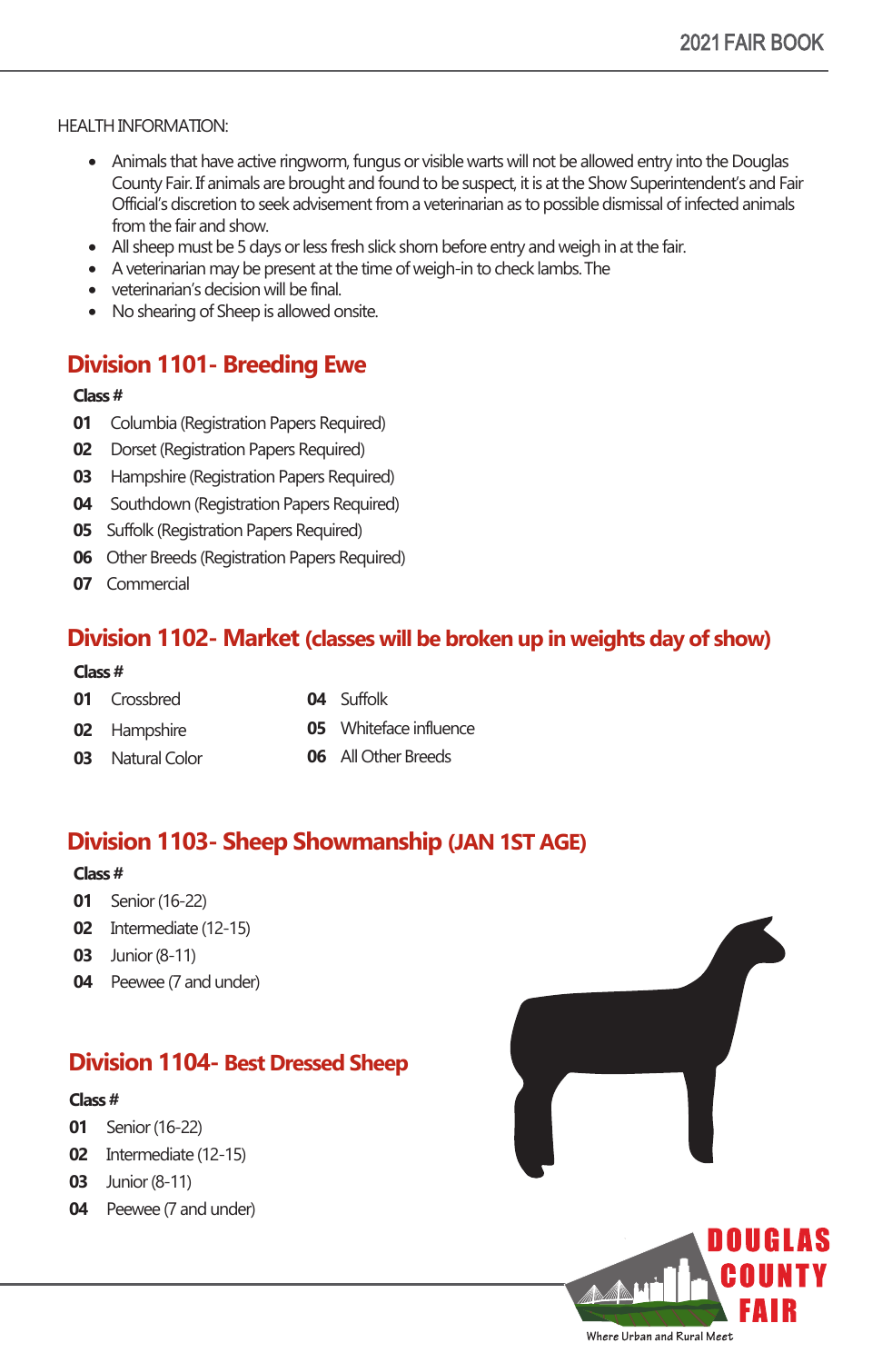HEALTH INFORMATION:

- Animals that have active ringworm, fungus or visible warts will not be allowed entry into the Douglas County Fair. If animals are brought and found to be suspect, it is at the Show Superintendent's and Fair Official's discretion to seek advisement from a veterinarian as to possible dismissal of infected animals from the fair and show.
- All sheep must be 5 days or less fresh slick shorn before entry and weigh in at the fair.
- A veterinarian may be present at the time of weigh-in to check lambs. The
- veterinarian's decision will be final.
- No shearing of Sheep is allowed onsite.

## Division 1101- Breeding Ewe

**Class #**

**01** Columbia (Registration Papers Required)
**02** Dorset (Registration Papers Required)
**03** Hampshire (Registration Papers Required)
**04** Southdown (Registration Papers Required)
**05** Suffolk (Registration Papers Required)
**06** Other Breeds (Registration Papers Required)
**07** Commercial

## Division 1102- Market (classes will be broken up in weights day of show)

**Class #**

**01** Crossbred
**02** Hampshire
**03** Natural Color
**04** Suffolk
**05** Whiteface influence
**06** All Other Breeds

## Division 1103- Sheep Showmanship (JAN 1ST AGE)

**Class #**

**01** Senior (16-22)
**02** Intermediate (12-15)
**03** Junior (8-11)
**04** Peewee (7 and under)

## Division 1104- Best Dressed Sheep

**Class #**

**01** Senior (16-22)
**02** Intermediate (12-15)
**03** Junior (8-11)
**04** Peewee (7 and under)